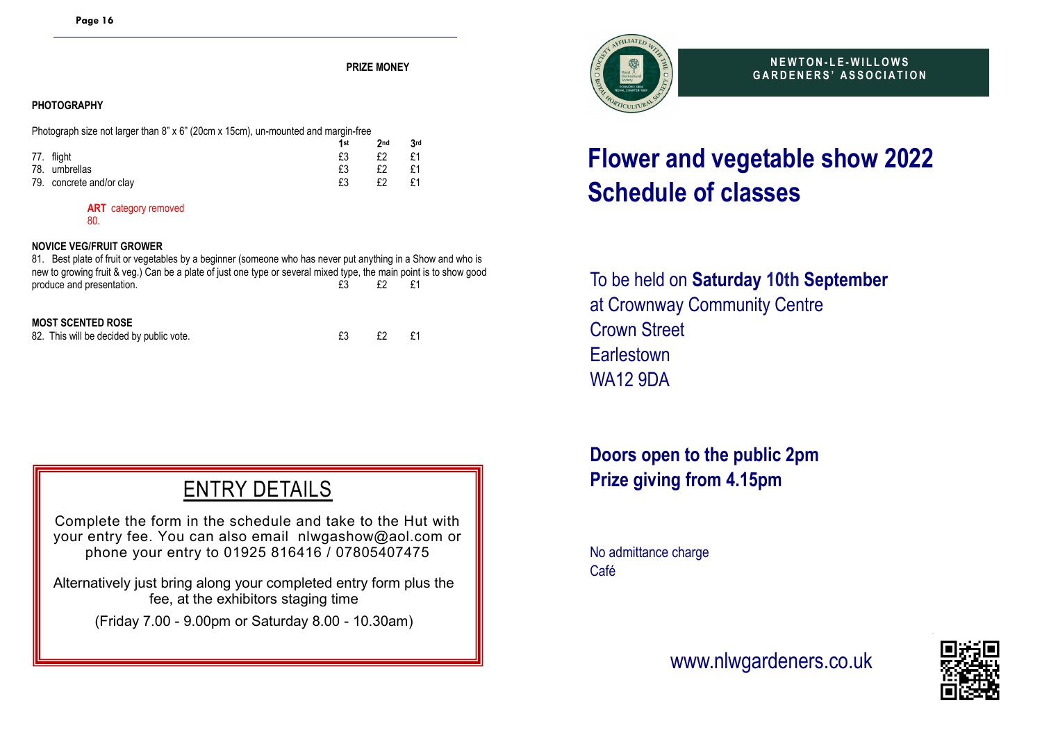**PRIZE MONEY**

**PHOTOGRAPHY**

Photograph size not larger than 8" x 6" (20cm x 15cm), un-mounted and margin-free

| | 1st | 2nd | 3rd |
|---|---|---|---|
| 77. flight | £3 | £2 | £1 |
| 78. umbrellas | £3 | £2 | £1 |
| 79. concrete and/or clay | £3 | £2 | £1 |

**ART** category removed
80.

**NOVICE VEG/FRUIT GROWER**

81. Best plate of fruit or vegetables by a beginner (someone who has never put anything in a Show and who is new to growing fruit & veg.) Can be a plate of just one type or several mixed type, the main point is to show good produce and presentation. £3 £2 £1

**MOST SCENTED ROSE**

82. This will be decided by public vote. £3 £2 £1

## ENTRY DETAILS

Complete the form in the schedule and take to the Hut with your entry fee. You can also email nlwgashow@aol.com or phone your entry to 01925 816416 / 07805407475

Alternatively just bring along your completed entry form plus the fee, at the exhibitors staging time

(Friday 7.00 - 9.00pm or Saturday 8.00 - 10.30am)

AFFILIATED WITH THE ROYAL HORTICULTURAL SOCIETY

**NEWTON-LE-WILLOWS GARDENERS' ASSOCIATION**

# Flower and vegetable show 2022
# Schedule of classes

To be held on **Saturday 10th September**
at Crownway Community Centre
Crown Street
Earlestown
WA12 9DA

**Doors open to the public 2pm**
**Prize giving from 4.15pm**

No admittance charge
Café

www.nlwgardeners.co.uk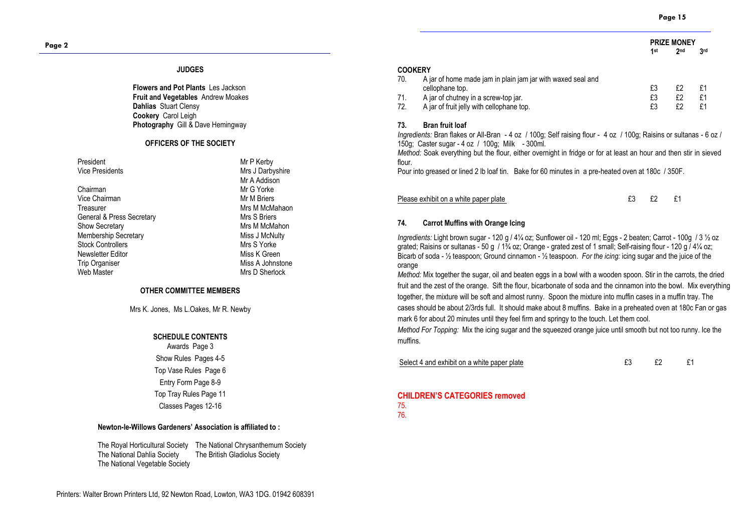## JUDGES

**Flowers and Pot Plants** Les Jackson
**Fruit and Vegetables** Andrew Moakes
**Dahlias** Stuart Clensy
**Cookery** Carol Leigh
**Photography** Gill & Dave Hemingway

## OFFICERS OF THE SOCIETY

| | |
|---|---|
| President | Mr P Kerby |
| Vice Presidents | Mrs J Darbyshire |
| | Mr A Addison |
| Chairman | Mr G Yorke |
| Vice Chairman | Mr M Briers |
| Treasurer | Mrs M McMahaon |
| General & Press Secretary | Mrs S Briers |
| Show Secretary | Mrs M McMahon |
| Membership Secretary | Miss J McNulty |
| Stock Controllers | Mrs S Yorke |
| Newsletter Editor | Miss K Green |
| Trip Organiser | Miss A Johnstone |
| Web Master | Mrs D Sherlock |

## OTHER COMMITTEE MEMBERS

Mrs K. Jones, Ms L.Oakes, Mr R. Newby

## SCHEDULE CONTENTS

Awards Page 3
Show Rules Pages 4-5
Top Vase Rules Page 6
Entry Form Page 8-9
Top Tray Rules Page 11
Classes Pages 12-16

**Newton-le-Willows Gardeners' Association is affiliated to :**

The Royal Horticultural Society
The National Chrysanthemum Society
The National Dahlia Society
The British Gladiolus Society
The National Vegetable Society

Printers: Walter Brown Printers Ltd, 92 Newton Road, Lowton, WA3 1DG. 01942 608391

## COOKERY

| | | PRIZE MONEY 1st | 2nd | 3rd |
|---|---|---|---|---|
| 70. | A jar of home made jam in plain jam jar with waxed seal and cellophane top. | £3 | £2 | £1 |
| 71. | A jar of chutney in a screw-top jar. | £3 | £2 | £1 |
| 72. | A jar of fruit jelly with cellophane top. | £3 | £2 | £1 |

### 73. Bran fruit loaf

*Ingredients:* Bran flakes or All-Bran - 4 oz / 100g; Self raising flour - 4 oz / 100g; Raisins or sultanas - 6 oz / 150g; Caster sugar - 4 oz / 100g; Milk - 300ml.

*Method:* Soak everything but the flour, either overnight in fridge or for at least an hour and then stir in sieved flour.
Pour into greased or lined 2 lb loaf tin. Bake for 60 minutes in a pre-heated oven at 180c / 350F.

Please exhibit on a white paper plate — £3 £2 £1

### 74. Carrot Muffins with Orange Icing

*Ingredients:* Light brown sugar - 120 g / 4¼ oz; Sunflower oil - 120 ml; Eggs - 2 beaten; Carrot - 100g / 3 ½ oz grated; Raisins or sultanas - 50 g / 1¾ oz; Orange - grated zest of 1 small; Self-raising flour - 120 g / 4¼ oz; Bicarb of soda - ½ teaspoon; Ground cinnamon - ½ teaspoon. *For the icing:* icing sugar and the juice of the orange

*Method:* Mix together the sugar, oil and beaten eggs in a bowl with a wooden spoon. Stir in the carrots, the dried fruit and the zest of the orange. Sift the flour, bicarbonate of soda and the cinnamon into the bowl. Mix everything together, the mixture will be soft and almost runny. Spoon the mixture into muffin cases in a muffin tray. The cases should be about 2/3rds full. It should make about 8 muffins. Bake in a preheated oven at 180c Fan or gas mark 6 for about 20 minutes until they feel firm and springy to the touch. Let them cool.

*Method For Topping:* Mix the icing sugar and the squeezed orange juice until smooth but not too runny. Ice the muffins.

Select 4 and exhibit on a white paper plate — £3 £2 £1

**CHILDREN'S CATEGORIES removed**

75.
76.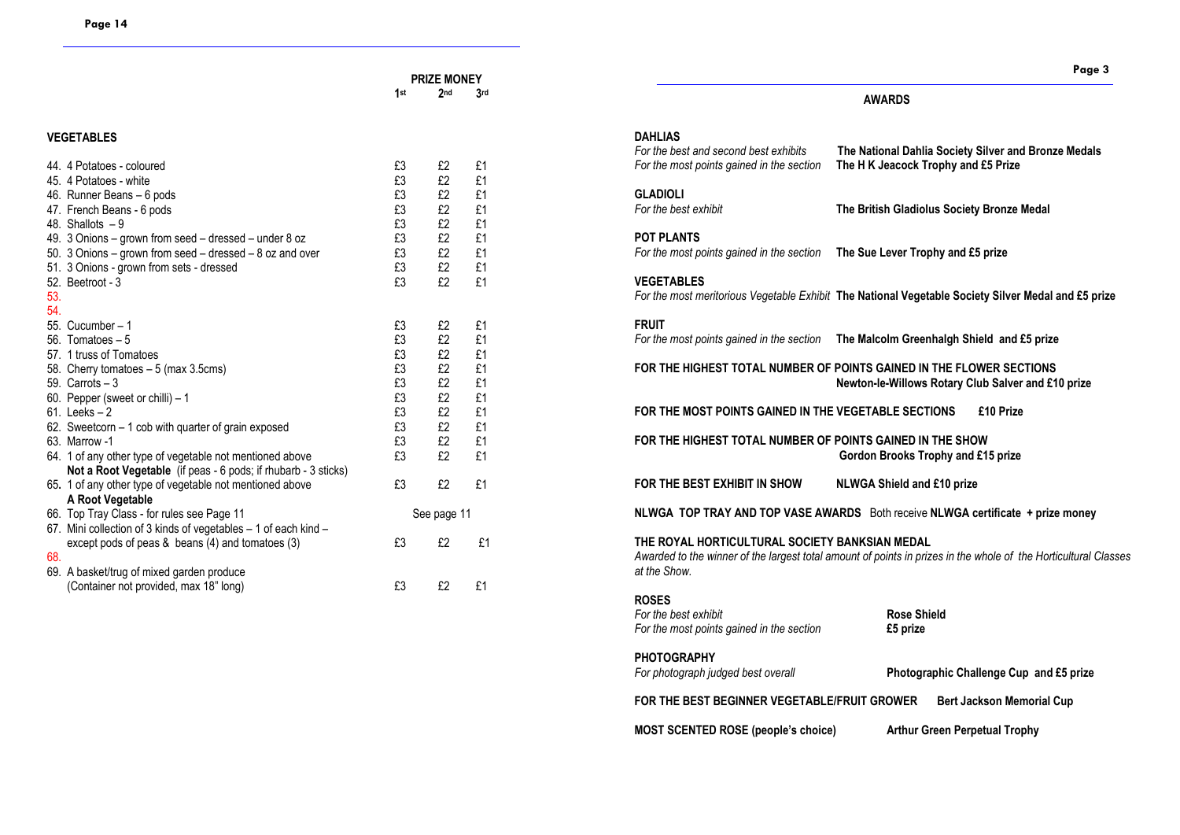## VEGETABLES

| | PRIZE MONEY 1st | 2nd | 3rd |
|---|---|---|---|
| 44. 4 Potatoes - coloured | £3 | £2 | £1 |
| 45. 4 Potatoes - white | £3 | £2 | £1 |
| 46. Runner Beans – 6 pods | £3 | £2 | £1 |
| 47. French Beans - 6 pods | £3 | £2 | £1 |
| 48. Shallots – 9 | £3 | £2 | £1 |
| 49. 3 Onions – grown from seed – dressed – under 8 oz | £3 | £2 | £1 |
| 50. 3 Onions – grown from seed – dressed – 8 oz and over | £3 | £2 | £1 |
| 51. 3 Onions - grown from sets - dressed | £3 | £2 | £1 |
| 52. Beetroot - 3 | £3 | £2 | £1 |
| 53. | | | |
| 54. | | | |
| 55. Cucumber – 1 | £3 | £2 | £1 |
| 56. Tomatoes – 5 | £3 | £2 | £1 |
| 57. 1 truss of Tomatoes | £3 | £2 | £1 |
| 58. Cherry tomatoes – 5 (max 3.5cms) | £3 | £2 | £1 |
| 59. Carrots – 3 | £3 | £2 | £1 |
| 60. Pepper (sweet or chilli) – 1 | £3 | £2 | £1 |
| 61. Leeks – 2 | £3 | £2 | £1 |
| 62. Sweetcorn – 1 cob with quarter of grain exposed | £3 | £2 | £1 |
| 63. Marrow -1 | £3 | £2 | £1 |
| 64. 1 of any other type of vegetable not mentioned above **Not a Root Vegetable** (if peas - 6 pods; if rhubarb - 3 sticks) | £3 | £2 | £1 |
| 65. 1 of any other type of vegetable not mentioned above **A Root Vegetable** | £3 | £2 | £1 |
| 66. Top Tray Class - for rules see Page 11 | See page 11 | | |
| 67. Mini collection of 3 kinds of vegetables – 1 of each kind – except pods of peas & beans (4) and tomatoes (3) | £3 | £2 | £1 |
| 68. | | | |
| 69. A basket/trug of mixed garden produce (Container not provided, max 18" long) | £3 | £2 | £1 |

## AWARDS

**DAHLIAS**
*For the best and second best exhibits* — **The National Dahlia Society Silver and Bronze Medals**
*For the most points gained in the section* — **The H K Jeacock Trophy and £5 Prize**

**GLADIOLI**
*For the best exhibit* — **The British Gladiolus Society Bronze Medal**

**POT PLANTS**
*For the most points gained in the section* — **The Sue Lever Trophy and £5 prize**

**VEGETABLES**
*For the most meritorious Vegetable Exhibit* — **The National Vegetable Society Silver Medal and £5 prize**

**FRUIT**
*For the most points gained in the section* — **The Malcolm Greenhalgh Shield and £5 prize**

**FOR THE HIGHEST TOTAL NUMBER OF POINTS GAINED IN THE FLOWER SECTIONS**
**Newton-le-Willows Rotary Club Salver and £10 prize**

**FOR THE MOST POINTS GAINED IN THE VEGETABLE SECTIONS** — **£10 Prize**

**FOR THE HIGHEST TOTAL NUMBER OF POINTS GAINED IN THE SHOW**
**Gordon Brooks Trophy and £15 prize**

**FOR THE BEST EXHIBIT IN SHOW** — **NLWGA Shield and £10 prize**

**NLWGA TOP TRAY AND TOP VASE AWARDS** Both receive **NLWGA certificate + prize money**

**THE ROYAL HORTICULTURAL SOCIETY BANKSIAN MEDAL**
*Awarded to the winner of the largest total amount of points in prizes in the whole of the Horticultural Classes at the Show.*

**ROSES**
*For the best exhibit* — **Rose Shield**
*For the most points gained in the section* — **£5 prize**

**PHOTOGRAPHY**
*For photograph judged best overall* — **Photographic Challenge Cup and £5 prize**

**FOR THE BEST BEGINNER VEGETABLE/FRUIT GROWER** — **Bert Jackson Memorial Cup**

**MOST SCENTED ROSE (people's choice)** — **Arthur Green Perpetual Trophy**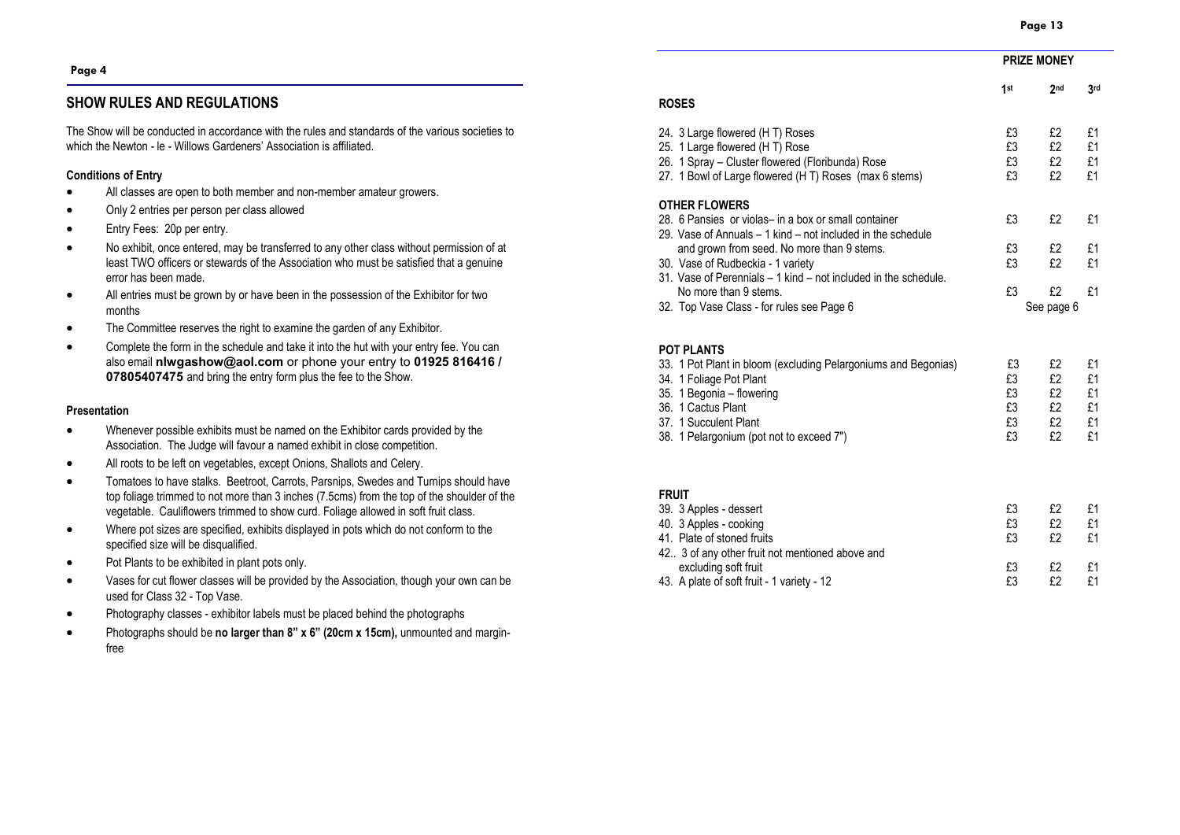## SHOW RULES AND REGULATIONS

The Show will be conducted in accordance with the rules and standards of the various societies to which the Newton - le - Willows Gardeners' Association is affiliated.

### Conditions of Entry

- All classes are open to both member and non-member amateur growers.
- Only 2 entries per person per class allowed
- Entry Fees: 20p per entry.
- No exhibit, once entered, may be transferred to any other class without permission of at least TWO officers or stewards of the Association who must be satisfied that a genuine error has been made.
- All entries must be grown by or have been in the possession of the Exhibitor for two months
- The Committee reserves the right to examine the garden of any Exhibitor.
- Complete the form in the schedule and take it into the hut with your entry fee. You can also email **nlwgashow@aol.com** or phone your entry to **01925 816416 / 07805407475** and bring the entry form plus the fee to the Show.

### Presentation

- Whenever possible exhibits must be named on the Exhibitor cards provided by the Association. The Judge will favour a named exhibit in close competition.
- All roots to be left on vegetables, except Onions, Shallots and Celery.
- Tomatoes to have stalks. Beetroot, Carrots, Parsnips, Swedes and Turnips should have top foliage trimmed to not more than 3 inches (7.5cms) from the top of the shoulder of the vegetable. Cauliflowers trimmed to show curd. Foliage allowed in soft fruit class.
- Where pot sizes are specified, exhibits displayed in pots which do not conform to the specified size will be disqualified.
- Pot Plants to be exhibited in plant pots only.
- Vases for cut flower classes will be provided by the Association, though your own can be used for Class 32 - Top Vase.
- Photography classes - exhibitor labels must be placed behind the photographs
- Photographs should be **no larger than 8" x 6" (20cm x 15cm),** unmounted and margin-free

| | PRIZE MONEY | | |
|---|---|---|---|
| | 1st | 2nd | 3rd |
| **ROSES** | | | |
| 24. 3 Large flowered (H T) Roses | £3 | £2 | £1 |
| 25. 1 Large flowered (H T) Rose | £3 | £2 | £1 |
| 26. 1 Spray – Cluster flowered (Floribunda) Rose | £3 | £2 | £1 |
| 27. 1 Bowl of Large flowered (H T) Roses (max 6 stems) | £3 | £2 | £1 |
| **OTHER FLOWERS** | | | |
| 28. 6 Pansies or violas– in a box or small container | £3 | £2 | £1 |
| 29. Vase of Annuals – 1 kind – not included in the schedule and grown from seed. No more than 9 stems. | £3 | £2 | £1 |
| 30. Vase of Rudbeckia - 1 variety | £3 | £2 | £1 |
| 31. Vase of Perennials – 1 kind – not included in the schedule. No more than 9 stems. | £3 | £2 | £1 |
| 32. Top Vase Class - for rules see Page 6 | | See page 6 | |
| **POT PLANTS** | | | |
| 33. 1 Pot Plant in bloom (excluding Pelargoniums and Begonias) | £3 | £2 | £1 |
| 34. 1 Foliage Pot Plant | £3 | £2 | £1 |
| 35. 1 Begonia – flowering | £3 | £2 | £1 |
| 36. 1 Cactus Plant | £3 | £2 | £1 |
| 37. 1 Succulent Plant | £3 | £2 | £1 |
| 38. 1 Pelargonium (pot not to exceed 7") | £3 | £2 | £1 |
| **FRUIT** | | | |
| 39. 3 Apples - dessert | £3 | £2 | £1 |
| 40. 3 Apples - cooking | £3 | £2 | £1 |
| 41. Plate of stoned fruits | £3 | £2 | £1 |
| 42.. 3 of any other fruit not mentioned above and excluding soft fruit | £3 | £2 | £1 |
| 43. A plate of soft fruit - 1 variety - 12 | £3 | £2 | £1 |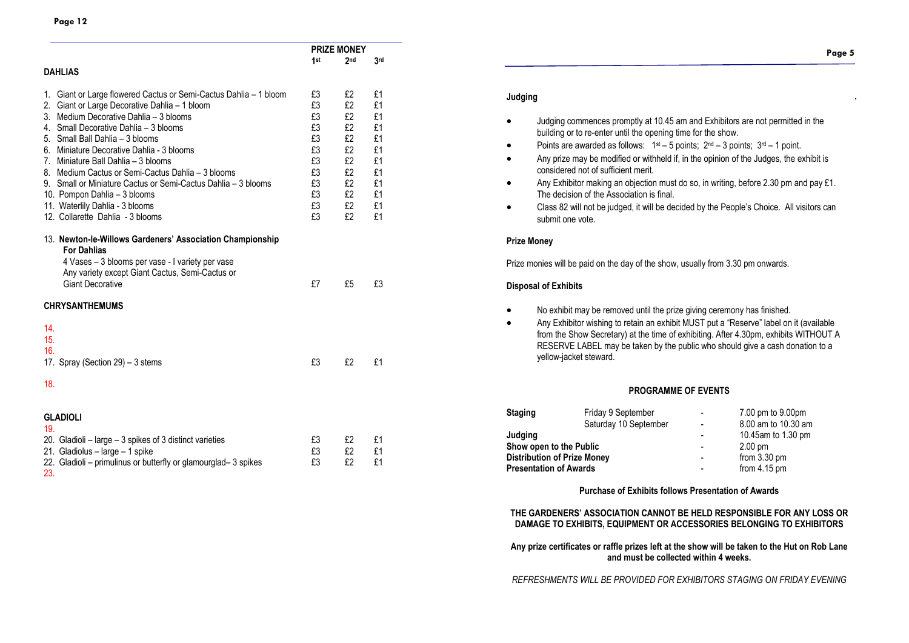## DAHLIAS

| | PRIZE MONEY | | |
|---|---|---|---|
| | 1st | 2nd | 3rd |
| 1. Giant or Large flowered Cactus or Semi-Cactus Dahlia – 1 bloom | £3 | £2 | £1 |
| 2. Giant or Large Decorative Dahlia – 1 bloom | £3 | £2 | £1 |
| 3. Medium Decorative Dahlia – 3 blooms | £3 | £2 | £1 |
| 4. Small Decorative Dahlia – 3 blooms | £3 | £2 | £1 |
| 5. Small Ball Dahlia – 3 blooms | £3 | £2 | £1 |
| 6. Miniature Decorative Dahlia - 3 blooms | £3 | £2 | £1 |
| 7. Miniature Ball Dahlia – 3 blooms | £3 | £2 | £1 |
| 8. Medium Cactus or Semi-Cactus Dahlia – 3 blooms | £3 | £2 | £1 |
| 9. Small or Miniature Cactus or Semi-Cactus Dahlia – 3 blooms | £3 | £2 | £1 |
| 10. Pompon Dahlia – 3 blooms | £3 | £2 | £1 |
| 11. Waterlily Dahlia - 3 blooms | £3 | £2 | £1 |
| 12. Collarette Dahlia - 3 blooms | £3 | £2 | £1 |
| 13. **Newton-le-Willows Gardeners' Association Championship For Dahlias** 4 Vases – 3 blooms per vase - I variety per vase. Any variety except Giant Cactus, Semi-Cactus or Giant Decorative | £7 | £5 | £3 |

## CHRYSANTHEMUMS

| | 1st | 2nd | 3rd |
|---|---|---|---|
| 14. | | | |
| 15. | | | |
| 16. | | | |
| 17. Spray (Section 29) – 3 stems | £3 | £2 | £1 |
| 18. | | | |

## GLADIOLI

| | 1st | 2nd | 3rd |
|---|---|---|---|
| 19. | | | |
| 20. Gladioli – large – 3 spikes of 3 distinct varieties | £3 | £2 | £1 |
| 21. Gladiolus – large – 1 spike | £3 | £2 | £1 |
| 22. Gladioli – primulinus or butterfly or glamourglad– 3 spikes | £3 | £2 | £1 |
| 23. | | | |

### Judging

- Judging commences promptly at 10.45 am and Exhibitors are not permitted in the building or to re-enter until the opening time for the show.
- Points are awarded as follows: 1st – 5 points; 2nd – 3 points; 3rd – 1 point.
- Any prize may be modified or withheld if, in the opinion of the Judges, the exhibit is considered not of sufficient merit.
- Any Exhibitor making an objection must do so, in writing, before 2.30 pm and pay £1. The decision of the Association is final.
- Class 82 will not be judged, it will be decided by the People's Choice. All visitors can submit one vote.

### Prize Money

Prize monies will be paid on the day of the show, usually from 3.30 pm onwards.

### Disposal of Exhibits

- No exhibit may be removed until the prize giving ceremony has finished.
- Any Exhibitor wishing to retain an exhibit MUST put a "Reserve" label on it (available from the Show Secretary) at the time of exhibiting. After 4.30pm, exhibits WITHOUT A RESERVE LABEL may be taken by the public who should give a cash donation to a yellow-jacket steward.

### PROGRAMME OF EVENTS

| | | | |
|---|---|---|---|
| **Staging** | Friday 9 September | - | 7.00 pm to 9.00pm |
| | Saturday 10 September | - | 8.00 am to 10.30 am |
| **Judging** | | - | 10.45am to 1.30 pm |
| **Show open to the Public** | | - | 2.00 pm |
| **Distribution of Prize Money** | | - | from 3.30 pm |
| **Presentation of Awards** | | - | from 4.15 pm |

**Purchase of Exhibits follows Presentation of Awards**

**THE GARDENERS' ASSOCIATION CANNOT BE HELD RESPONSIBLE FOR ANY LOSS OR DAMAGE TO EXHIBITS, EQUIPMENT OR ACCESSORIES BELONGING TO EXHIBITORS**

**Any prize certificates or raffle prizes left at the show will be taken to the Hut on Rob Lane and must be collected within 4 weeks.**

*REFRESHMENTS WILL BE PROVIDED FOR EXHIBITORS STAGING ON FRIDAY EVENING*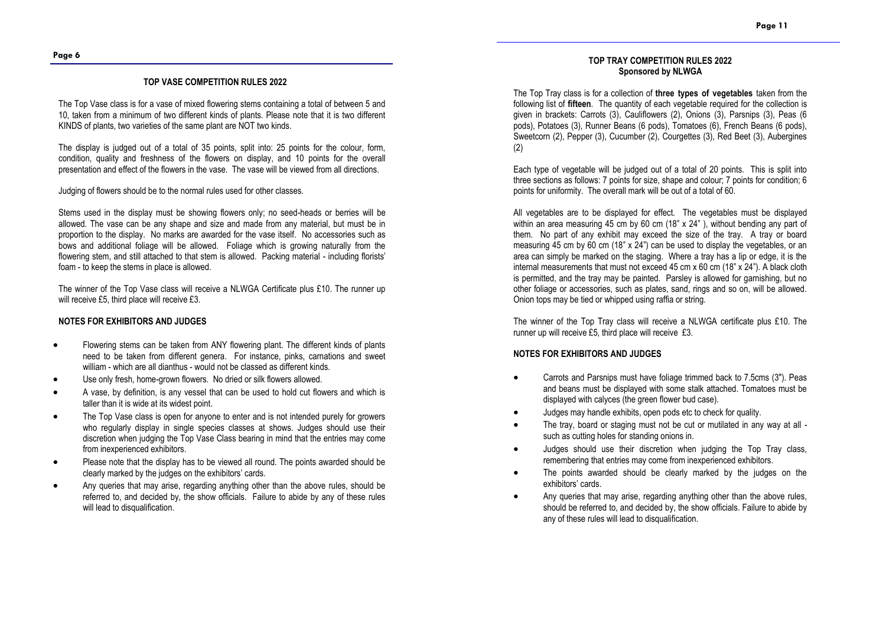## TOP VASE COMPETITION RULES 2022

The Top Vase class is for a vase of mixed flowering stems containing a total of between 5 and 10, taken from a minimum of two different kinds of plants. Please note that it is two different KINDS of plants, two varieties of the same plant are NOT two kinds.

The display is judged out of a total of 35 points, split into: 25 points for the colour, form, condition, quality and freshness of the flowers on display, and 10 points for the overall presentation and effect of the flowers in the vase. The vase will be viewed from all directions.

Judging of flowers should be to the normal rules used for other classes.

Stems used in the display must be showing flowers only; no seed-heads or berries will be allowed. The vase can be any shape and size and made from any material, but must be in proportion to the display. No marks are awarded for the vase itself. No accessories such as bows and additional foliage will be allowed. Foliage which is growing naturally from the flowering stem, and still attached to that stem is allowed. Packing material - including florists' foam - to keep the stems in place is allowed.

The winner of the Top Vase class will receive a NLWGA Certificate plus £10. The runner up will receive £5, third place will receive £3.

### NOTES FOR EXHIBITORS AND JUDGES

- Flowering stems can be taken from ANY flowering plant. The different kinds of plants need to be taken from different genera. For instance, pinks, carnations and sweet william - which are all dianthus - would not be classed as different kinds.
- Use only fresh, home-grown flowers. No dried or silk flowers allowed.
- A vase, by definition, is any vessel that can be used to hold cut flowers and which is taller than it is wide at its widest point.
- The Top Vase class is open for anyone to enter and is not intended purely for growers who regularly display in single species classes at shows. Judges should use their discretion when judging the Top Vase Class bearing in mind that the entries may come from inexperienced exhibitors.
- Please note that the display has to be viewed all round. The points awarded should be clearly marked by the judges on the exhibitors' cards.
- Any queries that may arise, regarding anything other than the above rules, should be referred to, and decided by, the show officials. Failure to abide by any of these rules will lead to disqualification.

## TOP TRAY COMPETITION RULES 2022
**Sponsored by NLWGA**

The Top Tray class is for a collection of **three types of vegetables** taken from the following list of **fifteen**. The quantity of each vegetable required for the collection is given in brackets: Carrots (3), Cauliflowers (2), Onions (3), Parsnips (3), Peas (6 pods), Potatoes (3), Runner Beans (6 pods), Tomatoes (6), French Beans (6 pods), Sweetcorn (2), Pepper (3), Cucumber (2), Courgettes (3), Red Beet (3), Aubergines (2)

Each type of vegetable will be judged out of a total of 20 points. This is split into three sections as follows: 7 points for size, shape and colour; 7 points for condition; 6 points for uniformity. The overall mark will be out of a total of 60.

All vegetables are to be displayed for effect. The vegetables must be displayed within an area measuring 45 cm by 60 cm (18" x 24" ), without bending any part of them. No part of any exhibit may exceed the size of the tray. A tray or board measuring 45 cm by 60 cm (18" x 24") can be used to display the vegetables, or an area can simply be marked on the staging. Where a tray has a lip or edge, it is the internal measurements that must not exceed 45 cm x 60 cm (18" x 24"). A black cloth is permitted, and the tray may be painted. Parsley is allowed for garnishing, but no other foliage or accessories, such as plates, sand, rings and so on, will be allowed. Onion tops may be tied or whipped using raffia or string.

The winner of the Top Tray class will receive a NLWGA certificate plus £10. The runner up will receive £5, third place will receive £3.

### NOTES FOR EXHIBITORS AND JUDGES

- Carrots and Parsnips must have foliage trimmed back to 7.5cms (3"). Peas and beans must be displayed with some stalk attached. Tomatoes must be displayed with calyces (the green flower bud case).
- Judges may handle exhibits, open pods etc to check for quality.
- The tray, board or staging must not be cut or mutilated in any way at all - such as cutting holes for standing onions in.
- Judges should use their discretion when judging the Top Tray class, remembering that entries may come from inexperienced exhibitors.
- The points awarded should be clearly marked by the judges on the exhibitors' cards.
- Any queries that may arise, regarding anything other than the above rules, should be referred to, and decided by, the show officials. Failure to abide by any of these rules will lead to disqualification.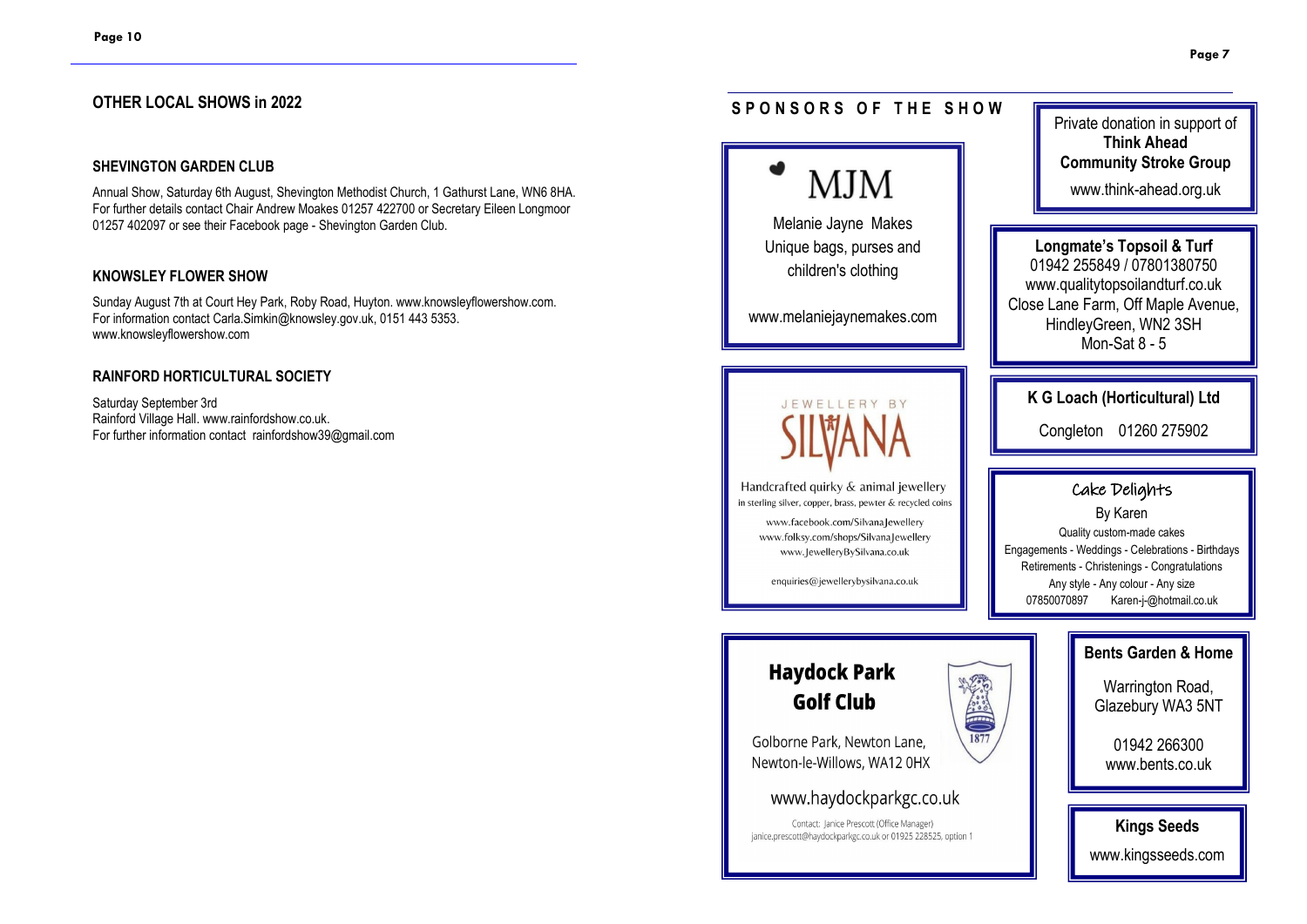## OTHER LOCAL SHOWS in 2022

### SHEVINGTON GARDEN CLUB

Annual Show, Saturday 6th August, Shevington Methodist Church, 1 Gathurst Lane, WN6 8HA. For further details contact Chair Andrew Moakes 01257 422700 or Secretary Eileen Longmoor 01257 402097 or see their Facebook page - Shevington Garden Club.

### KNOWSLEY FLOWER SHOW

Sunday August 7th at Court Hey Park, Roby Road, Huyton. www.knowsleyflowershow.com. For information contact Carla.Simkin@knowsley.gov.uk, 0151 443 5353. www.knowsleyflowershow.com

### RAINFORD HORTICULTURAL SOCIETY

Saturday September 3rd
Rainford Village Hall. www.rainfordshow.co.uk.
For further information contact rainfordshow39@gmail.com

## SPONSORS OF THE SHOW

**MJM**
Melanie Jayne Makes
Unique bags, purses and children's clothing
www.melaniejaynemakes.com

Private donation in support of
**Think Ahead Community Stroke Group**
www.think-ahead.org.uk

**Longmate's Topsoil & Turf**
01942 255849 / 07801380750
www.qualitytopsoilandturf.co.uk
Close Lane Farm, Off Maple Avenue, HindleyGreen, WN2 3SH
Mon-Sat 8 - 5

**Jewellery by Silvana**
Handcrafted quirky & animal jewellery
in sterling silver, copper, brass, pewter & recycled coins
www.facebook.com/SilvanaJewellery
www.folksy.com/shops/SilvanaJewellery
www.JewelleryBySilvana.co.uk
enquiries@jewellerybysilvana.co.uk

**K G Loach (Horticultural) Ltd**
Congleton 01260 275902

**Cake Delights**
By Karen
Quality custom-made cakes
Engagements - Weddings - Celebrations - Birthdays
Retirements - Christenings - Congratulations
Any style - Any colour - Any size
07850070897 Karen-j-@hotmail.co.uk

**Haydock Park Golf Club**
Golborne Park, Newton Lane, Newton-le-Willows, WA12 0HX
www.haydockparkgc.co.uk
Contact: Janice Prescott (Office Manager)
janice.prescott@haydockparkgc.co.uk or 01925 228525, option 1

**Bents Garden & Home**
Warrington Road, Glazebury WA3 5NT
01942 266300
www.bents.co.uk

**Kings Seeds**
www.kingsseeds.com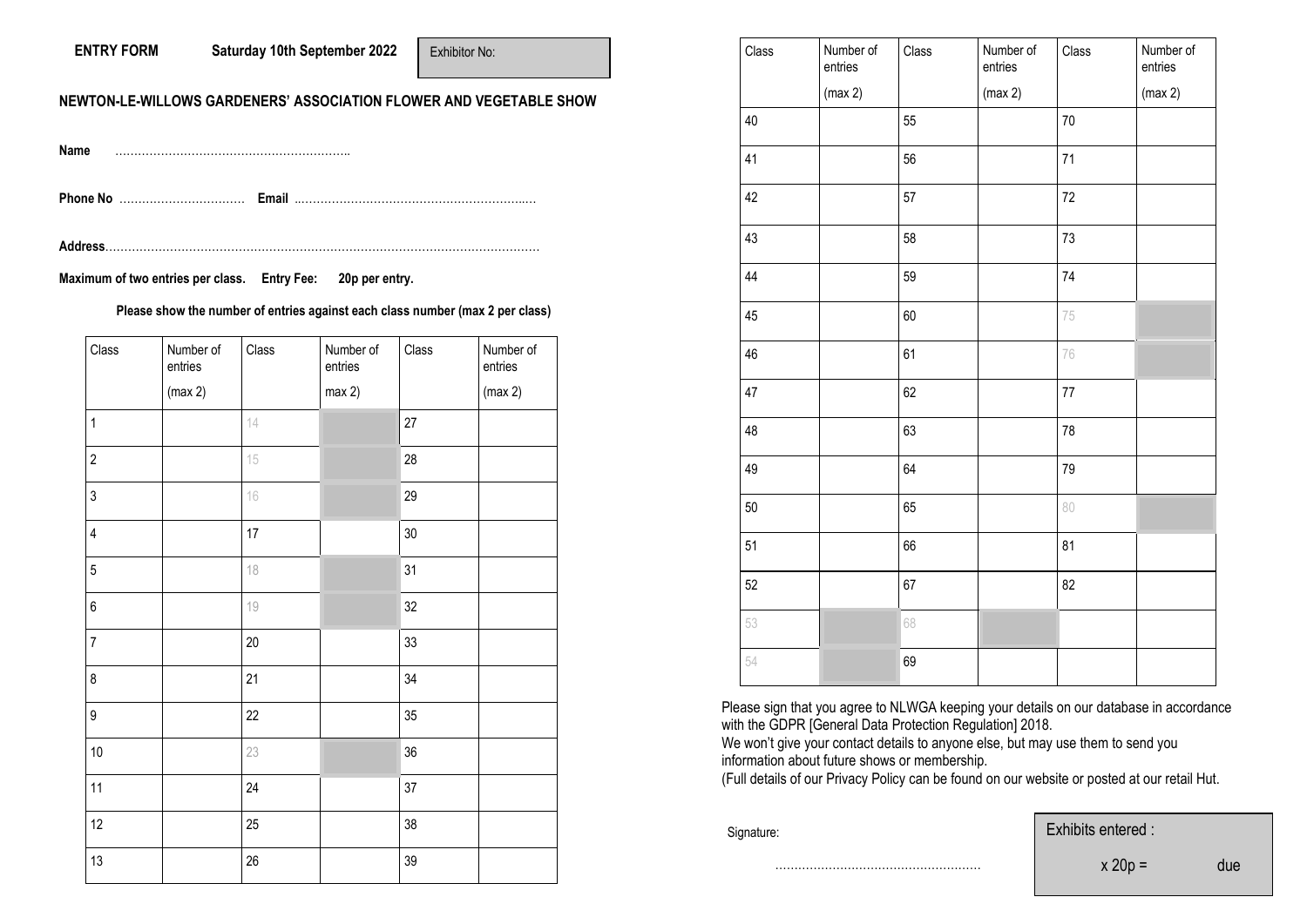**ENTRY FORM** **Saturday 10th September 2022**

Exhibitor No:

**NEWTON-LE-WILLOWS GARDENERS' ASSOCIATION FLOWER AND VEGETABLE SHOW**

**Name** ……………………………………………………..

**Phone No** …………………………… **Email** ………………………………………………………..

**Address**………………………………………………………………………………………………….

**Maximum of two entries per class. Entry Fee: 20p per entry.**

**Please show the number of entries against each class number (max 2 per class)**

| Class | Number of entries (max 2) | Class | Number of entries max 2) | Class | Number of entries (max 2) |
|---|---|---|---|---|---|
| 1 | | 14 | | 27 | |
| 2 | | 15 | | 28 | |
| 3 | | 16 | | 29 | |
| 4 | | 17 | | 30 | |
| 5 | | 18 | | 31 | |
| 6 | | 19 | | 32 | |
| 7 | | 20 | | 33 | |
| 8 | | 21 | | 34 | |
| 9 | | 22 | | 35 | |
| 10 | | 23 | | 36 | |
| 11 | | 24 | | 37 | |
| 12 | | 25 | | 38 | |
| 13 | | 26 | | 39 | |

| Class | Number of entries (max 2) | Class | Number of entries (max 2) | Class | Number of entries (max 2) |
|---|---|---|---|---|---|
| 40 | | 55 | | 70 | |
| 41 | | 56 | | 71 | |
| 42 | | 57 | | 72 | |
| 43 | | 58 | | 73 | |
| 44 | | 59 | | 74 | |
| 45 | | 60 | | 75 | |
| 46 | | 61 | | 76 | |
| 47 | | 62 | | 77 | |
| 48 | | 63 | | 78 | |
| 49 | | 64 | | 79 | |
| 50 | | 65 | | 80 | |
| 51 | | 66 | | 81 | |
| 52 | | 67 | | 82 | |
| 53 | | 68 | | | |
| 54 | | 69 | | | |

Please sign that you agree to NLWGA keeping your details on our database in accordance with the GDPR [General Data Protection Regulation] 2018.
We won't give your contact details to anyone else, but may use them to send you information about future shows or membership.
(Full details of our Privacy Policy can be found on our website or posted at our retail Hut.

Signature:

………………………………………………

Exhibits entered :

x 20p = due